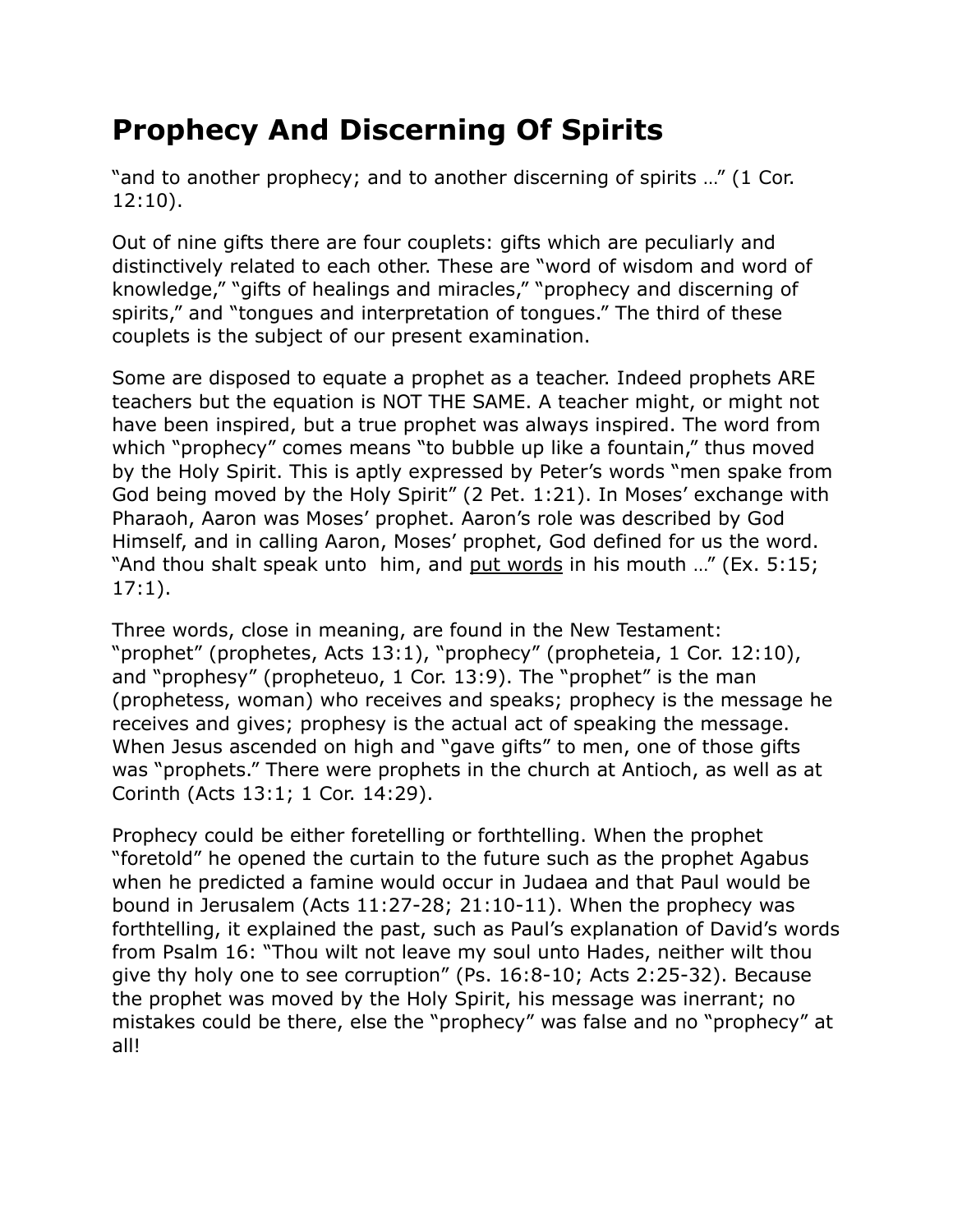# Prophecy And Discerning Of Spirits

"and to another prophecy; and to another discerning of spirits …" (1 Cor. 12:10).

Out of nine gifts there are four couplets: gifts which are peculiarly and distinctively related to each other. These are "word of wisdom and word of knowledge," "gifts of healings and miracles," "prophecy and discerning of spirits," and "tongues and interpretation of tongues." The third of these couplets is the subject of our present examination.

Some are disposed to equate a prophet as a teacher. Indeed prophets ARE teachers but the equation is NOT THE SAME. A teacher might, or might not have been inspired, but a true prophet was always inspired. The word from which "prophecy" comes means "to bubble up like a fountain," thus moved by the Holy Spirit. This is aptly expressed by Peter's words "men spake from God being moved by the Holy Spirit" (2 Pet. 1:21). In Moses' exchange with Pharaoh, Aaron was Moses' prophet. Aaron's role was described by God Himself, and in calling Aaron, Moses' prophet, God defined for us the word. "And thou shalt speak unto him, and <u>put words</u> in his mouth …" (Ex. 5:15; 17:1).

Three words, close in meaning, are found in the New Testament: "prophet" (prophetes, Acts 13:1), "prophecy" (propheteia, 1 Cor. 12:10), and "prophesy" (propheteuo, 1 Cor. 13:9). The "prophet" is the man (prophetess, woman) who receives and speaks; prophecy is the message he receives and gives; prophesy is the actual act of speaking the message. When Jesus ascended on high and "gave gifts" to men, one of those gifts was "prophets." There were prophets in the church at Antioch, as well as at Corinth (Acts 13:1; 1 Cor. 14:29).

Prophecy could be either foretelling or forthtelling. When the prophet "foretold" he opened the curtain to the future such as the prophet Agabus when he predicted a famine would occur in Judaea and that Paul would be bound in Jerusalem (Acts 11:27-28; 21:10-11). When the prophecy was forthtelling, it explained the past, such as Paul's explanation of David's words from Psalm 16: "Thou wilt not leave my soul unto Hades, neither wilt thou give thy holy one to see corruption" (Ps. 16:8-10; Acts 2:25-32). Because the prophet was moved by the Holy Spirit, his message was inerrant; no mistakes could be there, else the "prophecy" was false and no "prophecy" at all!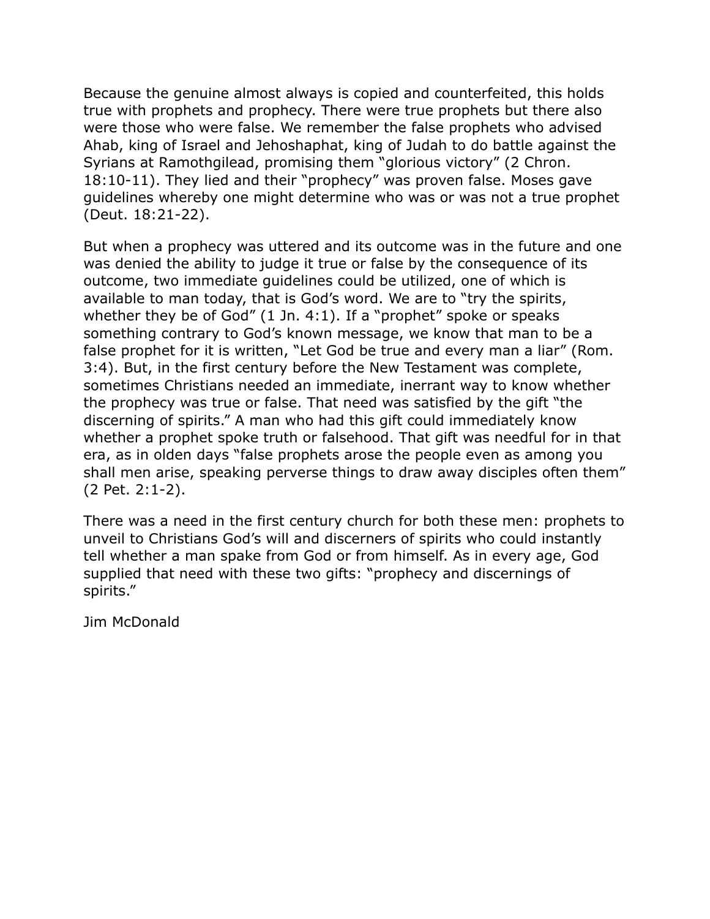Because the genuine almost always is copied and counterfeited, this holds true with prophets and prophecy. There were true prophets but there also were those who were false. We remember the false prophets who advised Ahab, king of Israel and Jehoshaphat, king of Judah to do battle against the Syrians at Ramothgilead, promising them "glorious victory" (2 Chron. 18:10-11). They lied and their "prophecy" was proven false. Moses gave guidelines whereby one might determine who was or was not a true prophet (Deut. 18:21-22).

But when a prophecy was uttered and its outcome was in the future and one was denied the ability to judge it true or false by the consequence of its outcome, two immediate guidelines could be utilized, one of which is available to man today, that is God's word. We are to "try the spirits, whether they be of God" (1 Jn. 4:1). If a "prophet" spoke or speaks something contrary to God's known message, we know that man to be a false prophet for it is written, "Let God be true and every man a liar" (Rom. 3:4). But, in the first century before the New Testament was complete, sometimes Christians needed an immediate, inerrant way to know whether the prophecy was true or false. That need was satisfied by the gift "the discerning of spirits." A man who had this gift could immediately know whether a prophet spoke truth or falsehood. That gift was needful for in that era, as in olden days "false prophets arose the people even as among you shall men arise, speaking perverse things to draw away disciples often them" (2 Pet. 2:1-2).

There was a need in the first century church for both these men: prophets to unveil to Christians God's will and discerners of spirits who could instantly tell whether a man spake from God or from himself. As in every age, God supplied that need with these two gifts: "prophecy and discernings of spirits."

Jim McDonald